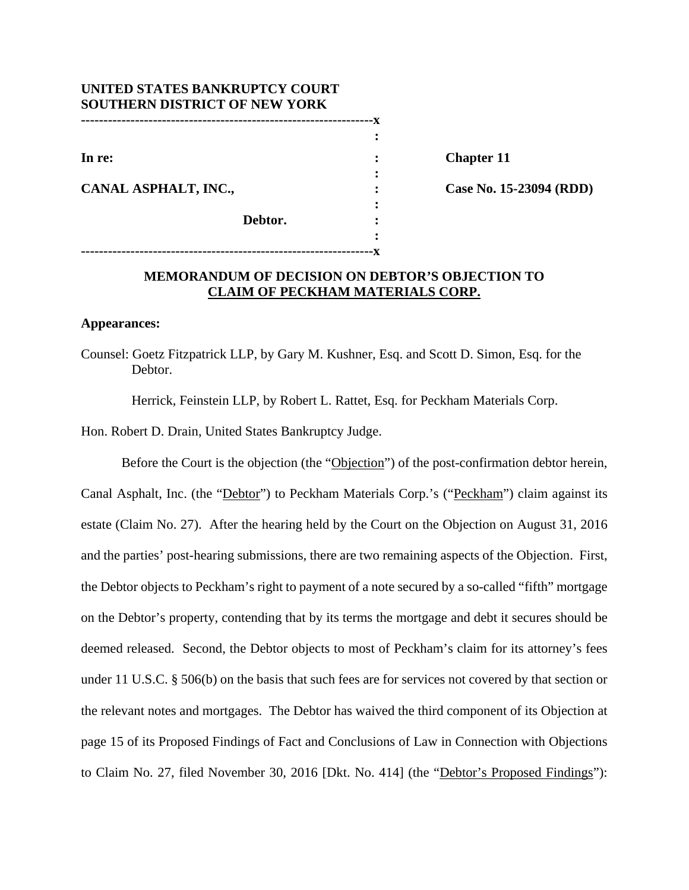**UNITED STATES BANKRUPTCY COURT**
**SOUTHERN DISTRICT OF NEW YORK**

| | | |
|---|---|---|
| **In re:** | | **Chapter 11** |
| **CANAL ASPHALT, INC.,** | | **Case No. 15-23094 (RDD)** |
| **Debtor.** | | |

## MEMORANDUM OF DECISION ON DEBTOR'S OBJECTION TO CLAIM OF PECKHAM MATERIALS CORP.

**Appearances:**

Counsel: Goetz Fitzpatrick LLP, by Gary M. Kushner, Esq. and Scott D. Simon, Esq. for the Debtor.

Herrick, Feinstein LLP, by Robert L. Rattet, Esq. for Peckham Materials Corp.

Hon. Robert D. Drain, United States Bankruptcy Judge.

Before the Court is the objection (the "Objection") of the post-confirmation debtor herein, Canal Asphalt, Inc. (the "Debtor") to Peckham Materials Corp.'s ("Peckham") claim against its estate (Claim No. 27). After the hearing held by the Court on the Objection on August 31, 2016 and the parties' post-hearing submissions, there are two remaining aspects of the Objection. First, the Debtor objects to Peckham's right to payment of a note secured by a so-called "fifth" mortgage on the Debtor's property, contending that by its terms the mortgage and debt it secures should be deemed released. Second, the Debtor objects to most of Peckham's claim for its attorney's fees under 11 U.S.C. § 506(b) on the basis that such fees are for services not covered by that section or the relevant notes and mortgages. The Debtor has waived the third component of its Objection at page 15 of its Proposed Findings of Fact and Conclusions of Law in Connection with Objections to Claim No. 27, filed November 30, 2016 [Dkt. No. 414] (the "Debtor's Proposed Findings"):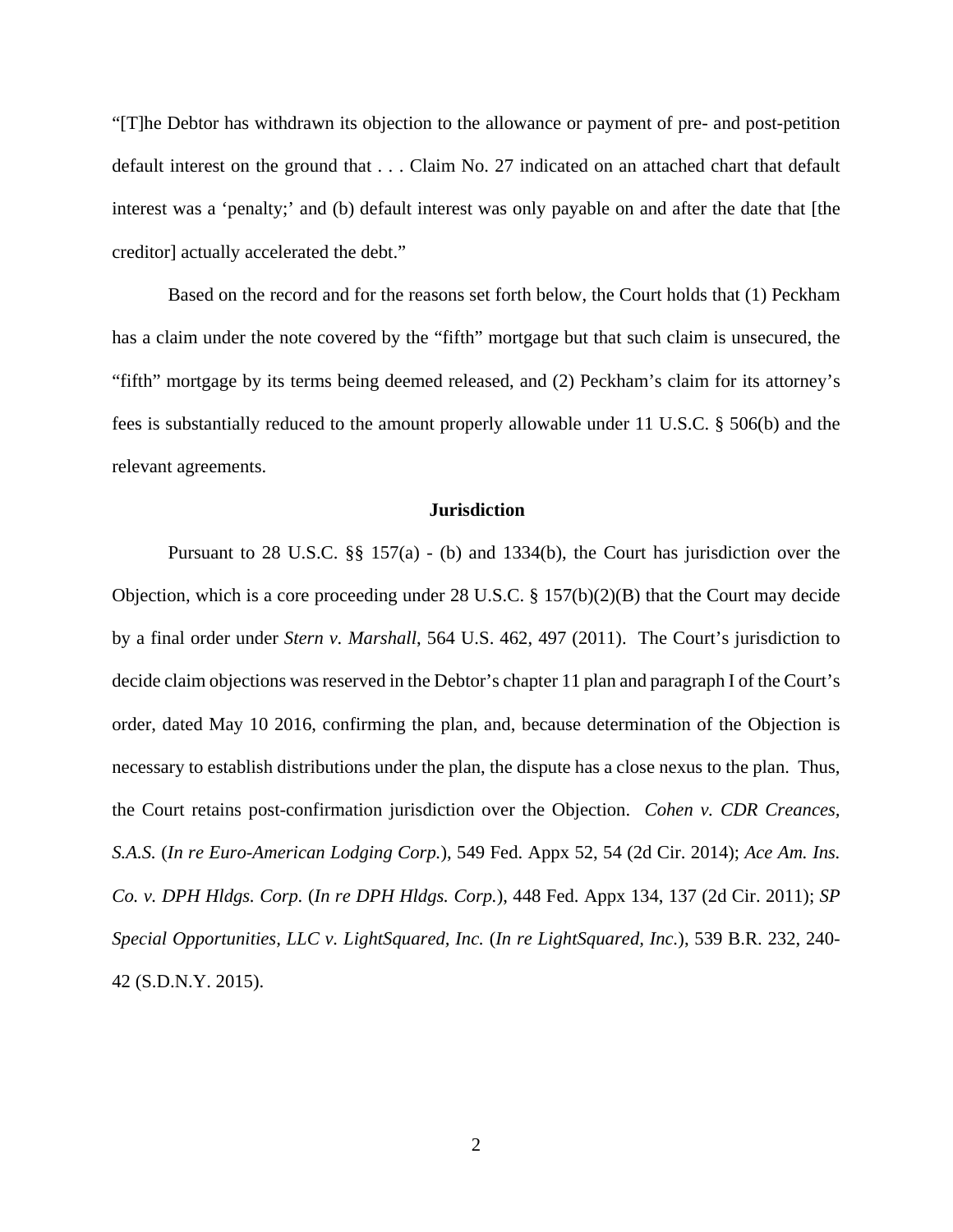"[T]he Debtor has withdrawn its objection to the allowance or payment of pre- and post-petition default interest on the ground that . . . Claim No. 27 indicated on an attached chart that default interest was a 'penalty;' and (b) default interest was only payable on and after the date that [the creditor] actually accelerated the debt."

Based on the record and for the reasons set forth below, the Court holds that (1) Peckham has a claim under the note covered by the "fifth" mortgage but that such claim is unsecured, the "fifth" mortgage by its terms being deemed released, and (2) Peckham's claim for its attorney's fees is substantially reduced to the amount properly allowable under 11 U.S.C. § 506(b) and the relevant agreements.

**Jurisdiction**

Pursuant to 28 U.S.C. §§ 157(a) - (b) and 1334(b), the Court has jurisdiction over the Objection, which is a core proceeding under 28 U.S.C. § 157(b)(2)(B) that the Court may decide by a final order under *Stern v. Marshall*, 564 U.S. 462, 497 (2011). The Court's jurisdiction to decide claim objections was reserved in the Debtor's chapter 11 plan and paragraph I of the Court's order, dated May 10 2016, confirming the plan, and, because determination of the Objection is necessary to establish distributions under the plan, the dispute has a close nexus to the plan. Thus, the Court retains post-confirmation jurisdiction over the Objection. *Cohen v. CDR Creances, S.A.S.* (*In re Euro-American Lodging Corp.*), 549 Fed. Appx 52, 54 (2d Cir. 2014); *Ace Am. Ins. Co. v. DPH Hldgs. Corp.* (*In re DPH Hldgs. Corp.*), 448 Fed. Appx 134, 137 (2d Cir. 2011); *SP Special Opportunities, LLC v. LightSquared, Inc.* (*In re LightSquared, Inc.*), 539 B.R. 232, 240-42 (S.D.N.Y. 2015).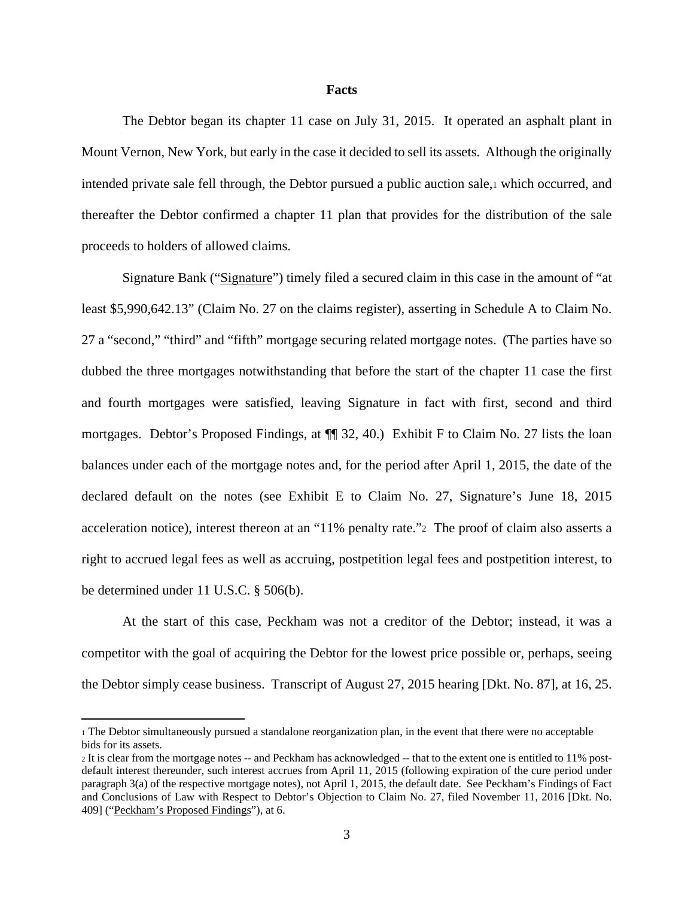**Facts**

The Debtor began its chapter 11 case on July 31, 2015. It operated an asphalt plant in Mount Vernon, New York, but early in the case it decided to sell its assets. Although the originally intended private sale fell through, the Debtor pursued a public auction sale,[1] which occurred, and thereafter the Debtor confirmed a chapter 11 plan that provides for the distribution of the sale proceeds to holders of allowed claims.

Signature Bank ("Signature") timely filed a secured claim in this case in the amount of "at least $5,990,642.13" (Claim No. 27 on the claims register), asserting in Schedule A to Claim No. 27 a "second," "third" and "fifth" mortgage securing related mortgage notes. (The parties have so dubbed the three mortgages notwithstanding that before the start of the chapter 11 case the first and fourth mortgages were satisfied, leaving Signature in fact with first, second and third mortgages. Debtor's Proposed Findings, at ¶¶ 32, 40.) Exhibit F to Claim No. 27 lists the loan balances under each of the mortgage notes and, for the period after April 1, 2015, the date of the declared default on the notes (see Exhibit E to Claim No. 27, Signature's June 18, 2015 acceleration notice), interest thereon at an "11% penalty rate."[2] The proof of claim also asserts a right to accrued legal fees as well as accruing, postpetition legal fees and postpetition interest, to be determined under 11 U.S.C. § 506(b).

At the start of this case, Peckham was not a creditor of the Debtor; instead, it was a competitor with the goal of acquiring the Debtor for the lowest price possible or, perhaps, seeing the Debtor simply cease business. Transcript of August 27, 2015 hearing [Dkt. No. 87], at 16, 25.

---

[1] The Debtor simultaneously pursued a standalone reorganization plan, in the event that there were no acceptable bids for its assets.

[2] It is clear from the mortgage notes -- and Peckham has acknowledged -- that to the extent one is entitled to 11% post-default interest thereunder, such interest accrues from April 11, 2015 (following expiration of the cure period under paragraph 3(a) of the respective mortgage notes), not April 1, 2015, the default date. See Peckham's Findings of Fact and Conclusions of Law with Respect to Debtor's Objection to Claim No. 27, filed November 11, 2016 [Dkt. No. 409] ("Peckham's Proposed Findings"), at 6.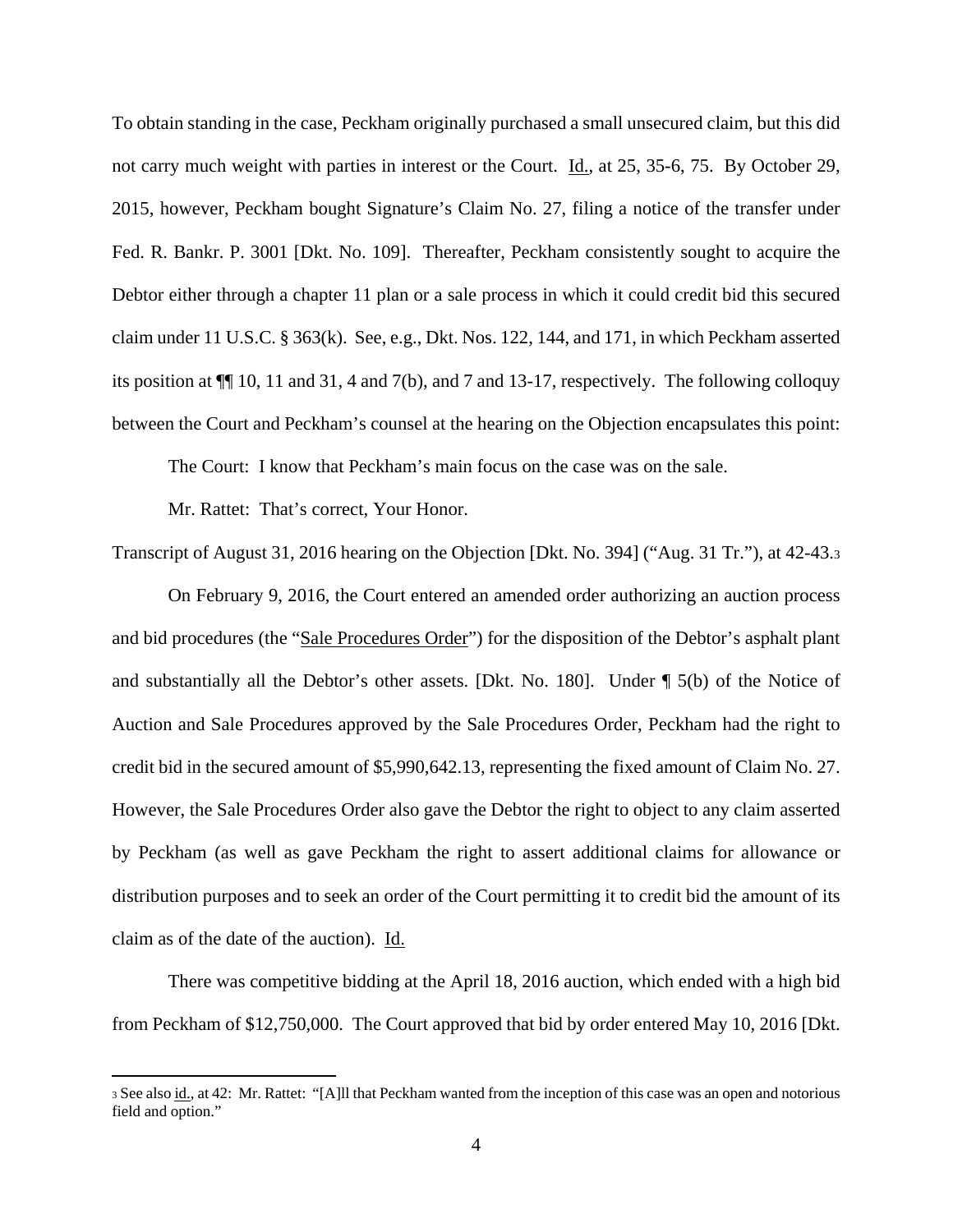To obtain standing in the case, Peckham originally purchased a small unsecured claim, but this did not carry much weight with parties in interest or the Court. Id., at 25, 35-6, 75. By October 29, 2015, however, Peckham bought Signature's Claim No. 27, filing a notice of the transfer under Fed. R. Bankr. P. 3001 [Dkt. No. 109]. Thereafter, Peckham consistently sought to acquire the Debtor either through a chapter 11 plan or a sale process in which it could credit bid this secured claim under 11 U.S.C. § 363(k). See, e.g., Dkt. Nos. 122, 144, and 171, in which Peckham asserted its position at ¶¶ 10, 11 and 31, 4 and 7(b), and 7 and 13-17, respectively. The following colloquy between the Court and Peckham's counsel at the hearing on the Objection encapsulates this point:

The Court: I know that Peckham's main focus on the case was on the sale.

Mr. Rattet: That's correct, Your Honor.

Transcript of August 31, 2016 hearing on the Objection [Dkt. No. 394] ("Aug. 31 Tr."), at 42-43.[3]

On February 9, 2016, the Court entered an amended order authorizing an auction process and bid procedures (the "Sale Procedures Order") for the disposition of the Debtor's asphalt plant and substantially all the Debtor's other assets. [Dkt. No. 180]. Under ¶ 5(b) of the Notice of Auction and Sale Procedures approved by the Sale Procedures Order, Peckham had the right to credit bid in the secured amount of $5,990,642.13, representing the fixed amount of Claim No. 27. However, the Sale Procedures Order also gave the Debtor the right to object to any claim asserted by Peckham (as well as gave Peckham the right to assert additional claims for allowance or distribution purposes and to seek an order of the Court permitting it to credit bid the amount of its claim as of the date of the auction). Id.

There was competitive bidding at the April 18, 2016 auction, which ended with a high bid from Peckham of $12,750,000. The Court approved that bid by order entered May 10, 2016 [Dkt.

[3] See also id., at 42: Mr. Rattet: "[A]ll that Peckham wanted from the inception of this case was an open and notorious field and option."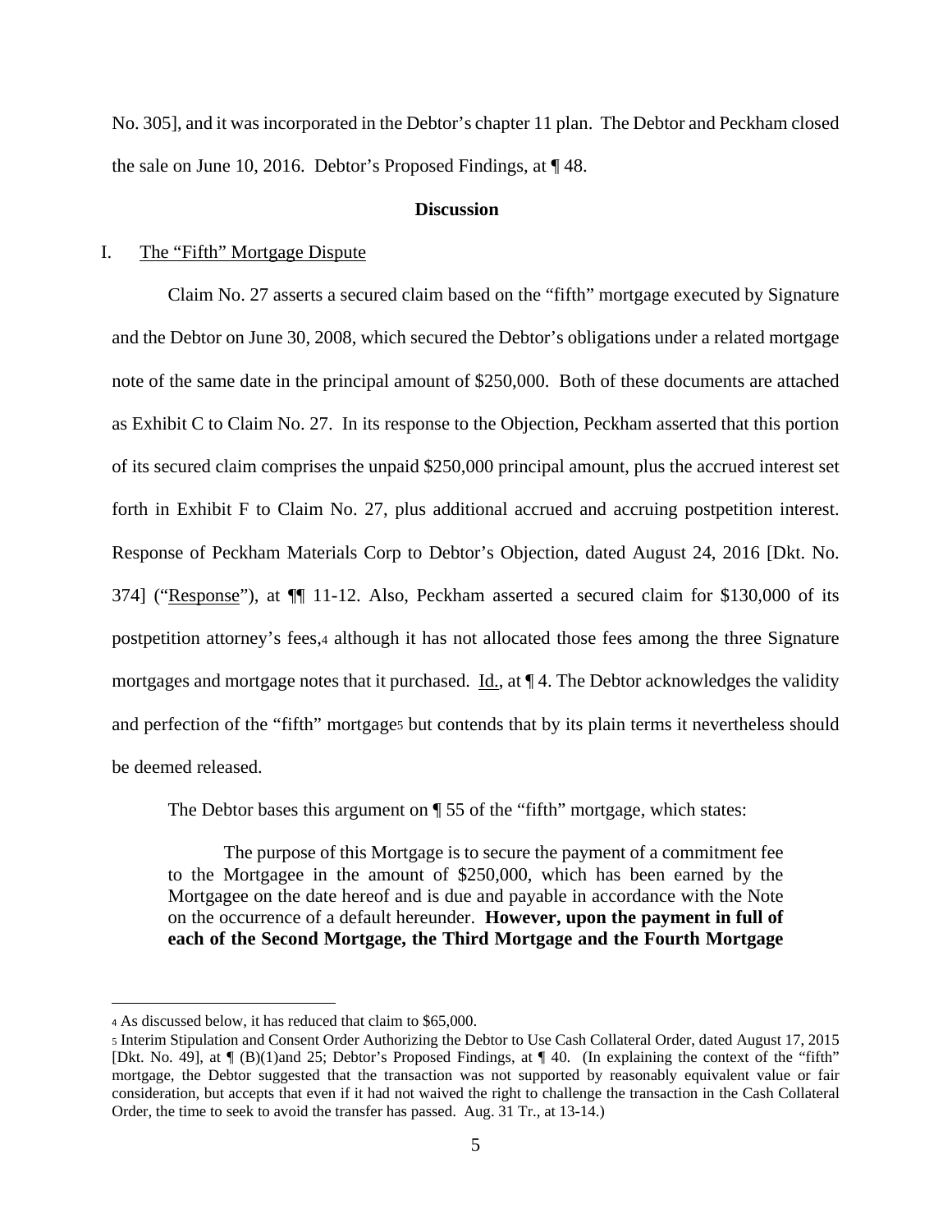No. 305], and it was incorporated in the Debtor's chapter 11 plan. The Debtor and Peckham closed the sale on June 10, 2016. Debtor's Proposed Findings, at ¶ 48.

## Discussion

### I. The "Fifth" Mortgage Dispute

Claim No. 27 asserts a secured claim based on the "fifth" mortgage executed by Signature and the Debtor on June 30, 2008, which secured the Debtor's obligations under a related mortgage note of the same date in the principal amount of $250,000. Both of these documents are attached as Exhibit C to Claim No. 27. In its response to the Objection, Peckham asserted that this portion of its secured claim comprises the unpaid $250,000 principal amount, plus the accrued interest set forth in Exhibit F to Claim No. 27, plus additional accrued and accruing postpetition interest. Response of Peckham Materials Corp to Debtor's Objection, dated August 24, 2016 [Dkt. No. 374] ("Response"), at ¶¶ 11-12. Also, Peckham asserted a secured claim for $130,000 of its postpetition attorney's fees,[4] although it has not allocated those fees among the three Signature mortgages and mortgage notes that it purchased. Id., at ¶ 4. The Debtor acknowledges the validity and perfection of the "fifth" mortgage[5] but contends that by its plain terms it nevertheless should be deemed released.

The Debtor bases this argument on ¶ 55 of the "fifth" mortgage, which states:

> The purpose of this Mortgage is to secure the payment of a commitment fee to the Mortgagee in the amount of $250,000, which has been earned by the Mortgagee on the date hereof and is due and payable in accordance with the Note on the occurrence of a default hereunder. **However, upon the payment in full of each of the Second Mortgage, the Third Mortgage and the Fourth Mortgage**

---

[4] As discussed below, it has reduced that claim to $65,000.

[5] Interim Stipulation and Consent Order Authorizing the Debtor to Use Cash Collateral Order, dated August 17, 2015 [Dkt. No. 49], at ¶ (B)(1)and 25; Debtor's Proposed Findings, at ¶ 40. (In explaining the context of the "fifth" mortgage, the Debtor suggested that the transaction was not supported by reasonably equivalent value or fair consideration, but accepts that even if it had not waived the right to challenge the transaction in the Cash Collateral Order, the time to seek to avoid the transfer has passed. Aug. 31 Tr., at 13-14.)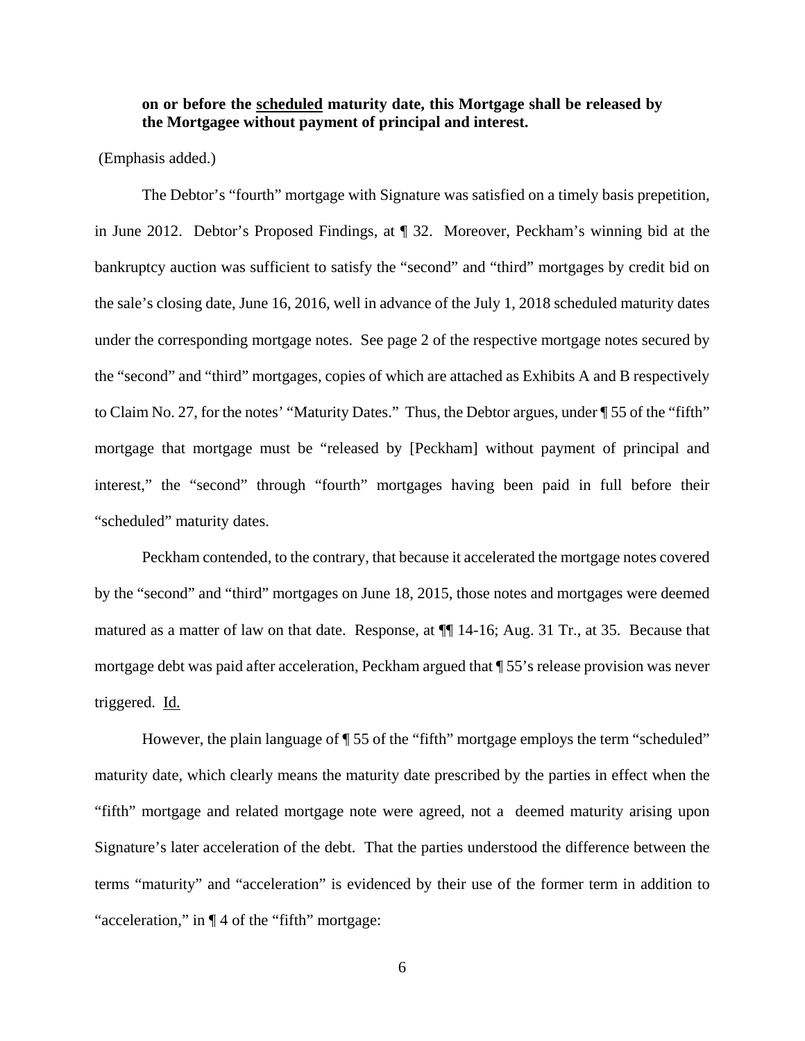**on or before the <u>scheduled</u> maturity date, this Mortgage shall be released by the Mortgagee without payment of principal and interest.**

(Emphasis added.)

The Debtor's "fourth" mortgage with Signature was satisfied on a timely basis prepetition, in June 2012. Debtor's Proposed Findings, at ¶ 32. Moreover, Peckham's winning bid at the bankruptcy auction was sufficient to satisfy the "second" and "third" mortgages by credit bid on the sale's closing date, June 16, 2016, well in advance of the July 1, 2018 scheduled maturity dates under the corresponding mortgage notes. See page 2 of the respective mortgage notes secured by the "second" and "third" mortgages, copies of which are attached as Exhibits A and B respectively to Claim No. 27, for the notes' "Maturity Dates." Thus, the Debtor argues, under ¶ 55 of the "fifth" mortgage that mortgage must be "released by [Peckham] without payment of principal and interest," the "second" through "fourth" mortgages having been paid in full before their "scheduled" maturity dates.

Peckham contended, to the contrary, that because it accelerated the mortgage notes covered by the "second" and "third" mortgages on June 18, 2015, those notes and mortgages were deemed matured as a matter of law on that date. Response, at ¶¶ 14-16; Aug. 31 Tr., at 35. Because that mortgage debt was paid after acceleration, Peckham argued that ¶ 55's release provision was never triggered. Id.

However, the plain language of ¶ 55 of the "fifth" mortgage employs the term "scheduled" maturity date, which clearly means the maturity date prescribed by the parties in effect when the "fifth" mortgage and related mortgage note were agreed, not a deemed maturity arising upon Signature's later acceleration of the debt. That the parties understood the difference between the terms "maturity" and "acceleration" is evidenced by their use of the former term in addition to "acceleration," in ¶ 4 of the "fifth" mortgage: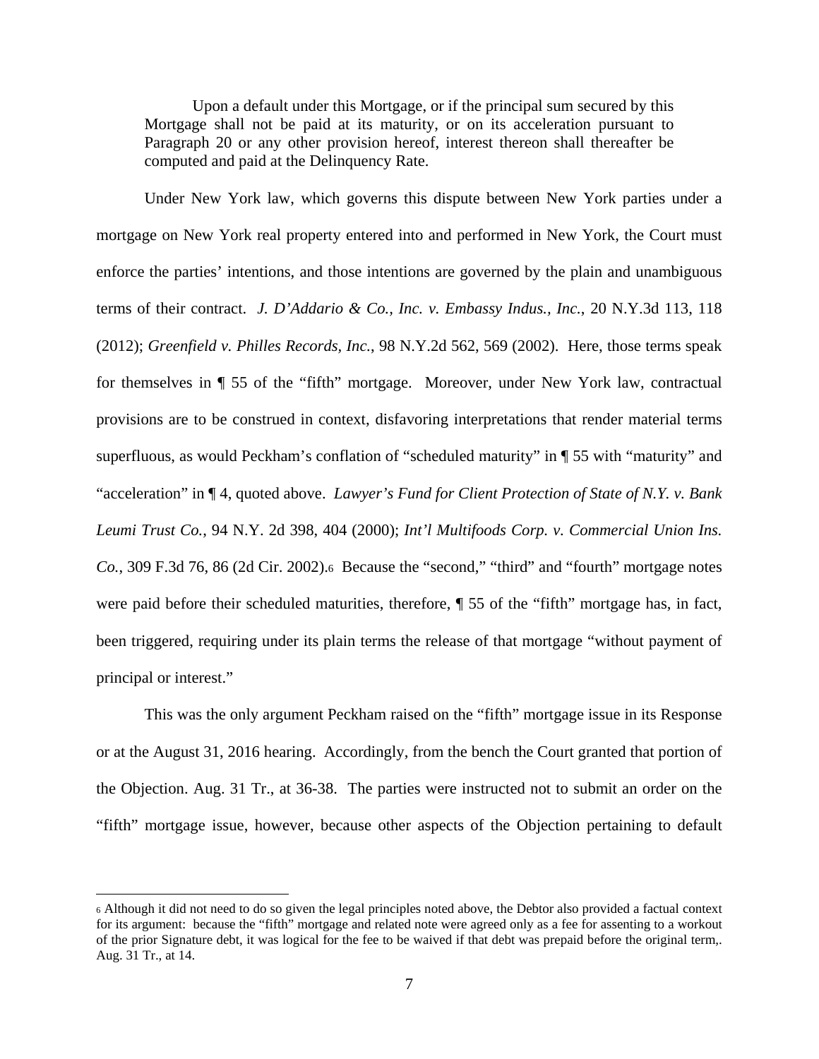> Upon a default under this Mortgage, or if the principal sum secured by this Mortgage shall not be paid at its maturity, or on its acceleration pursuant to Paragraph 20 or any other provision hereof, interest thereon shall thereafter be computed and paid at the Delinquency Rate.

Under New York law, which governs this dispute between New York parties under a mortgage on New York real property entered into and performed in New York, the Court must enforce the parties' intentions, and those intentions are governed by the plain and unambiguous terms of their contract. *J. D'Addario & Co., Inc. v. Embassy Indus., Inc.*, 20 N.Y.3d 113, 118 (2012); *Greenfield v. Philles Records, Inc.*, 98 N.Y.2d 562, 569 (2002). Here, those terms speak for themselves in ¶ 55 of the "fifth" mortgage. Moreover, under New York law, contractual provisions are to be construed in context, disfavoring interpretations that render material terms superfluous, as would Peckham's conflation of "scheduled maturity" in ¶ 55 with "maturity" and "acceleration" in ¶ 4, quoted above. *Lawyer's Fund for Client Protection of State of N.Y. v. Bank Leumi Trust Co.*, 94 N.Y. 2d 398, 404 (2000); *Int'l Multifoods Corp. v. Commercial Union Ins. Co.*, 309 F.3d 76, 86 (2d Cir. 2002).[6] Because the "second," "third" and "fourth" mortgage notes were paid before their scheduled maturities, therefore, ¶ 55 of the "fifth" mortgage has, in fact, been triggered, requiring under its plain terms the release of that mortgage "without payment of principal or interest."

This was the only argument Peckham raised on the "fifth" mortgage issue in its Response or at the August 31, 2016 hearing. Accordingly, from the bench the Court granted that portion of the Objection. Aug. 31 Tr., at 36-38. The parties were instructed not to submit an order on the "fifth" mortgage issue, however, because other aspects of the Objection pertaining to default

[6] Although it did not need to do so given the legal principles noted above, the Debtor also provided a factual context for its argument: because the "fifth" mortgage and related note were agreed only as a fee for assenting to a workout of the prior Signature debt, it was logical for the fee to be waived if that debt was prepaid before the original term,. Aug. 31 Tr., at 14.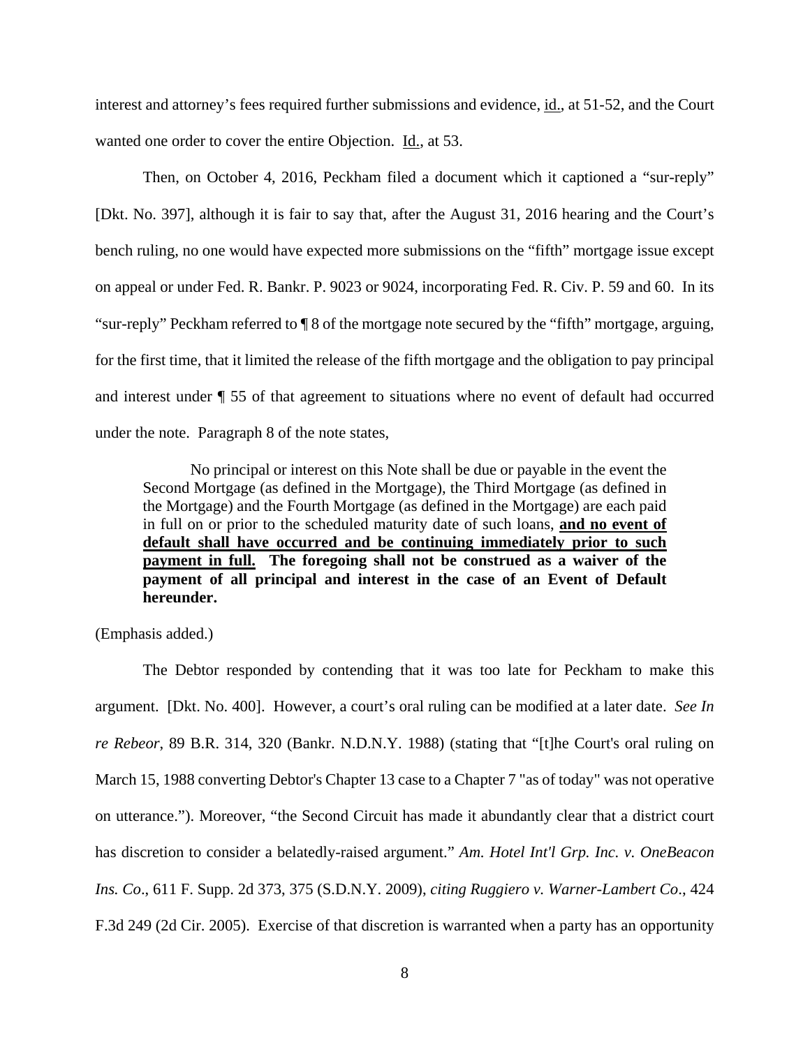interest and attorney's fees required further submissions and evidence, id., at 51-52, and the Court wanted one order to cover the entire Objection. Id., at 53.

Then, on October 4, 2016, Peckham filed a document which it captioned a "sur-reply" [Dkt. No. 397], although it is fair to say that, after the August 31, 2016 hearing and the Court's bench ruling, no one would have expected more submissions on the "fifth" mortgage issue except on appeal or under Fed. R. Bankr. P. 9023 or 9024, incorporating Fed. R. Civ. P. 59 and 60. In its "sur-reply" Peckham referred to ¶ 8 of the mortgage note secured by the "fifth" mortgage, arguing, for the first time, that it limited the release of the fifth mortgage and the obligation to pay principal and interest under ¶ 55 of that agreement to situations where no event of default had occurred under the note. Paragraph 8 of the note states,

> No principal or interest on this Note shall be due or payable in the event the Second Mortgage (as defined in the Mortgage), the Third Mortgage (as defined in the Mortgage) and the Fourth Mortgage (as defined in the Mortgage) are each paid in full on or prior to the scheduled maturity date of such loans, **<u>and no event of default shall have occurred and be continuing immediately prior to such payment in full.</u> The foregoing shall not be construed as a waiver of the payment of all principal and interest in the case of an Event of Default hereunder.**

(Emphasis added.)

The Debtor responded by contending that it was too late for Peckham to make this argument. [Dkt. No. 400]. However, a court's oral ruling can be modified at a later date. *See In re Rebeor*, 89 B.R. 314, 320 (Bankr. N.D.N.Y. 1988) (stating that "[t]he Court's oral ruling on March 15, 1988 converting Debtor's Chapter 13 case to a Chapter 7 "as of today" was not operative on utterance."). Moreover, "the Second Circuit has made it abundantly clear that a district court has discretion to consider a belatedly-raised argument." *Am. Hotel Int'l Grp. Inc. v. OneBeacon Ins. Co*., 611 F. Supp. 2d 373, 375 (S.D.N.Y. 2009), *citing Ruggiero v. Warner-Lambert Co*., 424 F.3d 249 (2d Cir. 2005). Exercise of that discretion is warranted when a party has an opportunity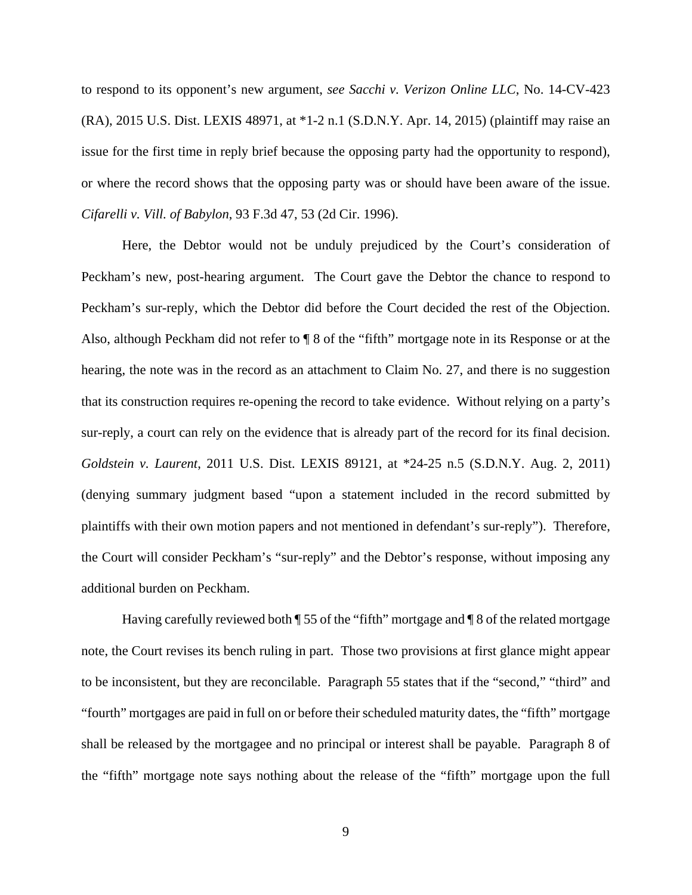to respond to its opponent's new argument, *see Sacchi v. Verizon Online LLC*, No. 14-CV-423 (RA), 2015 U.S. Dist. LEXIS 48971, at *1-2 n.1 (S.D.N.Y. Apr. 14, 2015) (plaintiff may raise an issue for the first time in reply brief because the opposing party had the opportunity to respond), or where the record shows that the opposing party was or should have been aware of the issue. *Cifarelli v. Vill. of Babylon*, 93 F.3d 47, 53 (2d Cir. 1996).

Here, the Debtor would not be unduly prejudiced by the Court's consideration of Peckham's new, post-hearing argument. The Court gave the Debtor the chance to respond to Peckham's sur-reply, which the Debtor did before the Court decided the rest of the Objection. Also, although Peckham did not refer to ¶ 8 of the "fifth" mortgage note in its Response or at the hearing, the note was in the record as an attachment to Claim No. 27, and there is no suggestion that its construction requires re-opening the record to take evidence. Without relying on a party's sur-reply, a court can rely on the evidence that is already part of the record for its final decision. *Goldstein v. Laurent*, 2011 U.S. Dist. LEXIS 89121, at *24-25 n.5 (S.D.N.Y. Aug. 2, 2011) (denying summary judgment based "upon a statement included in the record submitted by plaintiffs with their own motion papers and not mentioned in defendant's sur-reply"). Therefore, the Court will consider Peckham's "sur-reply" and the Debtor's response, without imposing any additional burden on Peckham.

Having carefully reviewed both ¶ 55 of the "fifth" mortgage and ¶ 8 of the related mortgage note, the Court revises its bench ruling in part. Those two provisions at first glance might appear to be inconsistent, but they are reconcilable. Paragraph 55 states that if the "second," "third" and "fourth" mortgages are paid in full on or before their scheduled maturity dates, the "fifth" mortgage shall be released by the mortgagee and no principal or interest shall be payable. Paragraph 8 of the "fifth" mortgage note says nothing about the release of the "fifth" mortgage upon the full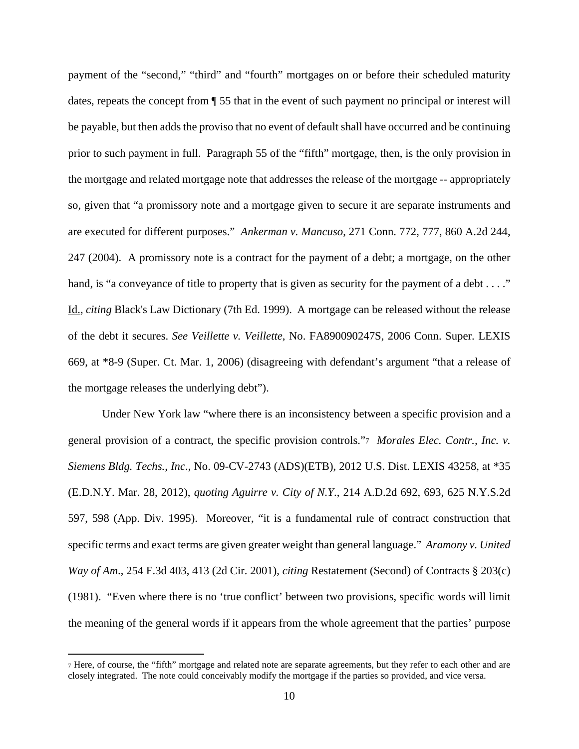payment of the "second," "third" and "fourth" mortgages on or before their scheduled maturity dates, repeats the concept from ¶ 55 that in the event of such payment no principal or interest will be payable, but then adds the proviso that no event of default shall have occurred and be continuing prior to such payment in full. Paragraph 55 of the "fifth" mortgage, then, is the only provision in the mortgage and related mortgage note that addresses the release of the mortgage -- appropriately so, given that "a promissory note and a mortgage given to secure it are separate instruments and are executed for different purposes." *Ankerman v. Mancuso*, 271 Conn. 772, 777, 860 A.2d 244, 247 (2004). A promissory note is a contract for the payment of a debt; a mortgage, on the other hand, is "a conveyance of title to property that is given as security for the payment of a debt . . . ." Id., *citing* Black's Law Dictionary (7th Ed. 1999). A mortgage can be released without the release of the debt it secures. *See Veillette v. Veillette*, No. FA890090247S, 2006 Conn. Super. LEXIS 669, at *8-9 (Super. Ct. Mar. 1, 2006) (disagreeing with defendant's argument "that a release of the mortgage releases the underlying debt").

Under New York law "where there is an inconsistency between a specific provision and a general provision of a contract, the specific provision controls."[7] *Morales Elec. Contr., Inc. v. Siemens Bldg. Techs., Inc.*, No. 09-CV-2743 (ADS)(ETB), 2012 U.S. Dist. LEXIS 43258, at *35 (E.D.N.Y. Mar. 28, 2012), *quoting Aguirre v. City of N.Y.*, 214 A.D.2d 692, 693, 625 N.Y.S.2d 597, 598 (App. Div. 1995). Moreover, "it is a fundamental rule of contract construction that specific terms and exact terms are given greater weight than general language." *Aramony v. United Way of Am.*, 254 F.3d 403, 413 (2d Cir. 2001), *citing* Restatement (Second) of Contracts § 203(c) (1981). "Even where there is no 'true conflict' between two provisions, specific words will limit the meaning of the general words if it appears from the whole agreement that the parties' purpose

---

[7] Here, of course, the "fifth" mortgage and related note are separate agreements, but they refer to each other and are closely integrated. The note could conceivably modify the mortgage if the parties so provided, and vice versa.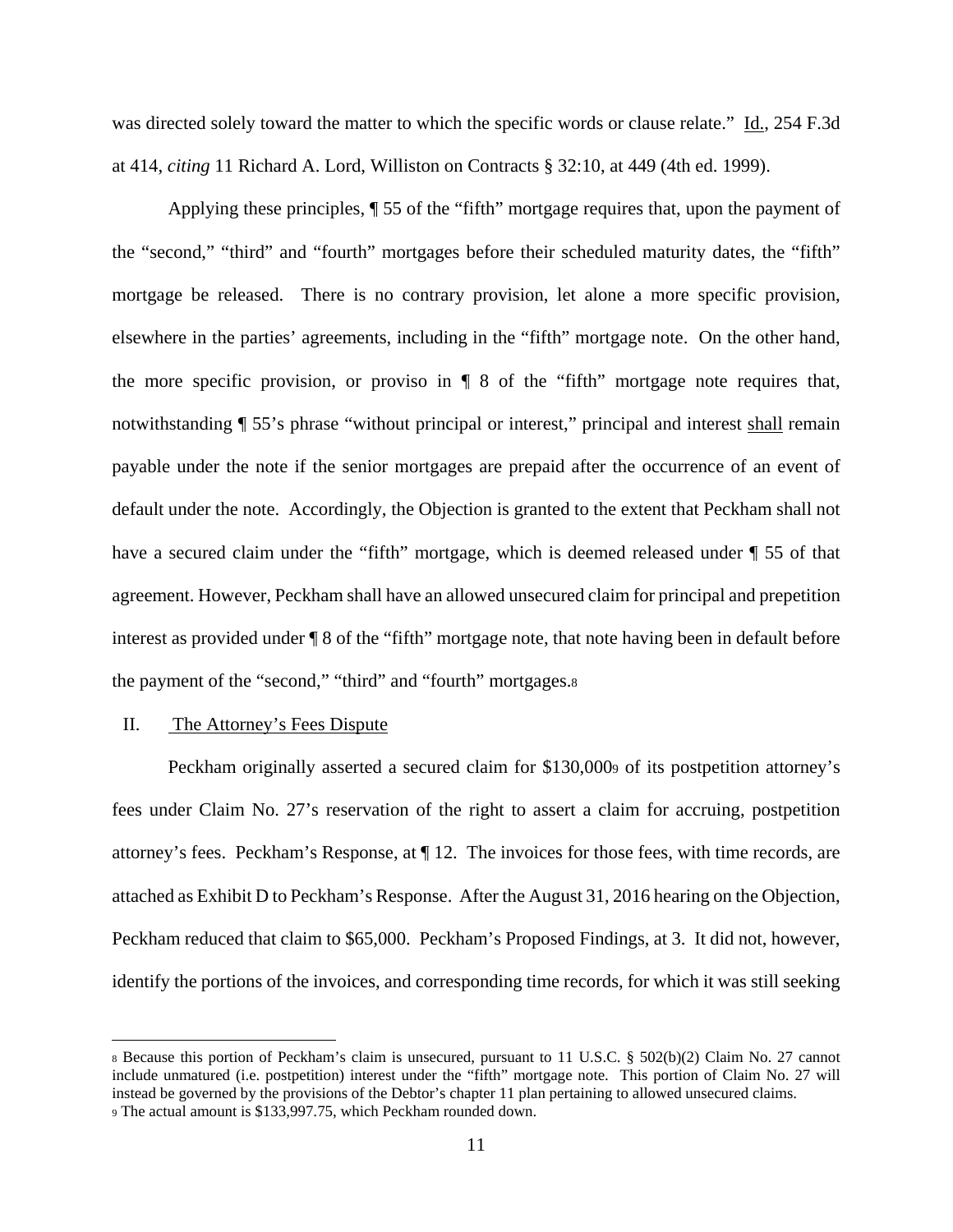was directed solely toward the matter to which the specific words or clause relate." Id., 254 F.3d at 414, *citing* 11 Richard A. Lord, Williston on Contracts § 32:10, at 449 (4th ed. 1999).

Applying these principles, ¶ 55 of the "fifth" mortgage requires that, upon the payment of the "second," "third" and "fourth" mortgages before their scheduled maturity dates, the "fifth" mortgage be released. There is no contrary provision, let alone a more specific provision, elsewhere in the parties' agreements, including in the "fifth" mortgage note. On the other hand, the more specific provision, or proviso in ¶ 8 of the "fifth" mortgage note requires that, notwithstanding ¶ 55's phrase "without principal or interest," principal and interest shall remain payable under the note if the senior mortgages are prepaid after the occurrence of an event of default under the note. Accordingly, the Objection is granted to the extent that Peckham shall not have a secured claim under the "fifth" mortgage, which is deemed released under ¶ 55 of that agreement. However, Peckham shall have an allowed unsecured claim for principal and prepetition interest as provided under ¶ 8 of the "fifth" mortgage note, that note having been in default before the payment of the "second," "third" and "fourth" mortgages.[8]

## II. The Attorney's Fees Dispute

Peckham originally asserted a secured claim for $130,000[9] of its postpetition attorney's fees under Claim No. 27's reservation of the right to assert a claim for accruing, postpetition attorney's fees. Peckham's Response, at ¶ 12. The invoices for those fees, with time records, are attached as Exhibit D to Peckham's Response. After the August 31, 2016 hearing on the Objection, Peckham reduced that claim to $65,000. Peckham's Proposed Findings, at 3. It did not, however, identify the portions of the invoices, and corresponding time records, for which it was still seeking

---

[8] Because this portion of Peckham's claim is unsecured, pursuant to 11 U.S.C. § 502(b)(2) Claim No. 27 cannot include unmatured (i.e. postpetition) interest under the "fifth" mortgage note. This portion of Claim No. 27 will instead be governed by the provisions of the Debtor's chapter 11 plan pertaining to allowed unsecured claims.

[9] The actual amount is $133,997.75, which Peckham rounded down.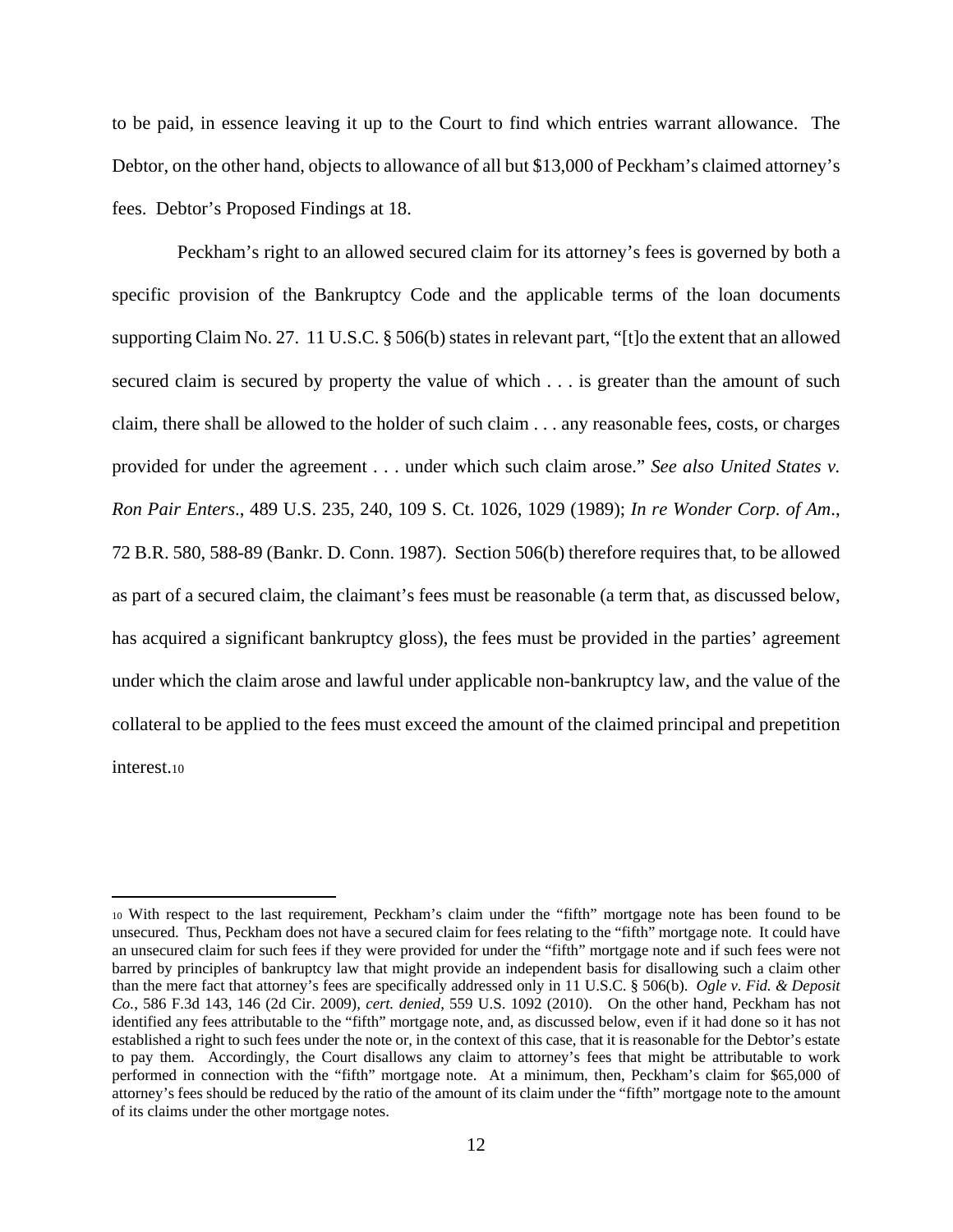to be paid, in essence leaving it up to the Court to find which entries warrant allowance. The Debtor, on the other hand, objects to allowance of all but $13,000 of Peckham's claimed attorney's fees. Debtor's Proposed Findings at 18.

Peckham's right to an allowed secured claim for its attorney's fees is governed by both a specific provision of the Bankruptcy Code and the applicable terms of the loan documents supporting Claim No. 27. 11 U.S.C. § 506(b) states in relevant part, "[t]o the extent that an allowed secured claim is secured by property the value of which . . . is greater than the amount of such claim, there shall be allowed to the holder of such claim . . . any reasonable fees, costs, or charges provided for under the agreement . . . under which such claim arose." *See also United States v. Ron Pair Enters*., 489 U.S. 235, 240, 109 S. Ct. 1026, 1029 (1989); *In re Wonder Corp. of Am*., 72 B.R. 580, 588-89 (Bankr. D. Conn. 1987). Section 506(b) therefore requires that, to be allowed as part of a secured claim, the claimant's fees must be reasonable (a term that, as discussed below, has acquired a significant bankruptcy gloss), the fees must be provided in the parties' agreement under which the claim arose and lawful under applicable non-bankruptcy law, and the value of the collateral to be applied to the fees must exceed the amount of the claimed principal and prepetition interest.[10]

---

[10] With respect to the last requirement, Peckham's claim under the "fifth" mortgage note has been found to be unsecured. Thus, Peckham does not have a secured claim for fees relating to the "fifth" mortgage note. It could have an unsecured claim for such fees if they were provided for under the "fifth" mortgage note and if such fees were not barred by principles of bankruptcy law that might provide an independent basis for disallowing such a claim other than the mere fact that attorney's fees are specifically addressed only in 11 U.S.C. § 506(b). *Ogle v. Fid. & Deposit Co.*, 586 F.3d 143, 146 (2d Cir. 2009), *cert. denied*, 559 U.S. 1092 (2010). On the other hand, Peckham has not identified any fees attributable to the "fifth" mortgage note, and, as discussed below, even if it had done so it has not established a right to such fees under the note or, in the context of this case, that it is reasonable for the Debtor's estate to pay them. Accordingly, the Court disallows any claim to attorney's fees that might be attributable to work performed in connection with the "fifth" mortgage note. At a minimum, then, Peckham's claim for $65,000 of attorney's fees should be reduced by the ratio of the amount of its claim under the "fifth" mortgage note to the amount of its claims under the other mortgage notes.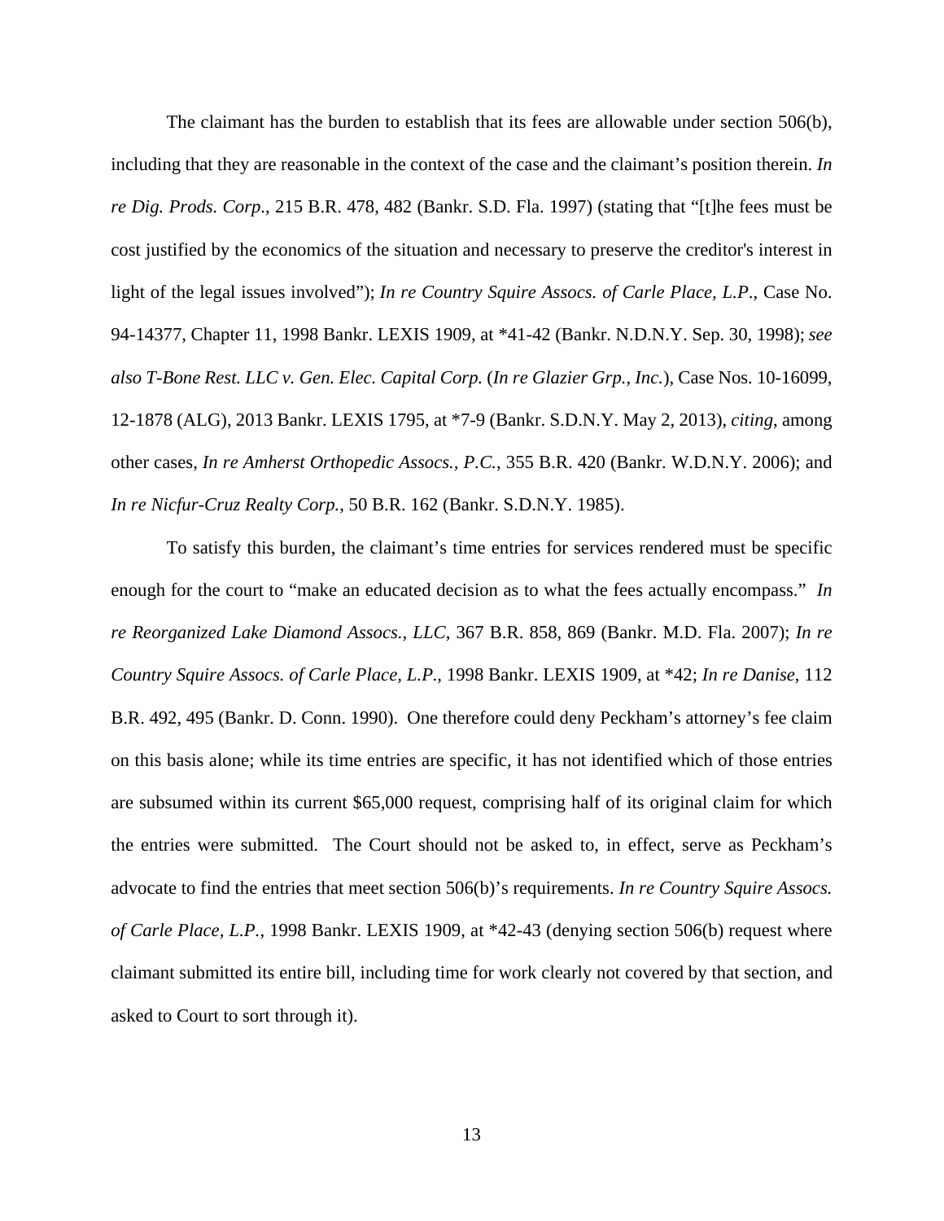The claimant has the burden to establish that its fees are allowable under section 506(b), including that they are reasonable in the context of the case and the claimant's position therein. *In re Dig. Prods. Corp*., 215 B.R. 478, 482 (Bankr. S.D. Fla. 1997) (stating that "[t]he fees must be cost justified by the economics of the situation and necessary to preserve the creditor's interest in light of the legal issues involved"); *In re Country Squire Assocs. of Carle Place, L.P*., Case No. 94-14377, Chapter 11, 1998 Bankr. LEXIS 1909, at *41-42 (Bankr. N.D.N.Y. Sep. 30, 1998); *see also T-Bone Rest. LLC v. Gen. Elec. Capital Corp.* (*In re Glazier Grp., Inc.*), Case Nos. 10-16099, 12-1878 (ALG), 2013 Bankr. LEXIS 1795, at *7-9 (Bankr. S.D.N.Y. May 2, 2013), *citing*, among other cases, *In re Amherst Orthopedic Assocs., P.C.*, 355 B.R. 420 (Bankr. W.D.N.Y. 2006); and *In re Nicfur-Cruz Realty Corp.*, 50 B.R. 162 (Bankr. S.D.N.Y. 1985).

To satisfy this burden, the claimant's time entries for services rendered must be specific enough for the court to "make an educated decision as to what the fees actually encompass." *In re Reorganized Lake Diamond Assocs., LLC*, 367 B.R. 858, 869 (Bankr. M.D. Fla. 2007); *In re Country Squire Assocs. of Carle Place, L.P*., 1998 Bankr. LEXIS 1909, at *42; *In re Danise*, 112 B.R. 492, 495 (Bankr. D. Conn. 1990). One therefore could deny Peckham's attorney's fee claim on this basis alone; while its time entries are specific, it has not identified which of those entries are subsumed within its current $65,000 request, comprising half of its original claim for which the entries were submitted. The Court should not be asked to, in effect, serve as Peckham's advocate to find the entries that meet section 506(b)'s requirements. *In re Country Squire Assocs. of Carle Place, L.P.*, 1998 Bankr. LEXIS 1909, at *42-43 (denying section 506(b) request where claimant submitted its entire bill, including time for work clearly not covered by that section, and asked to Court to sort through it).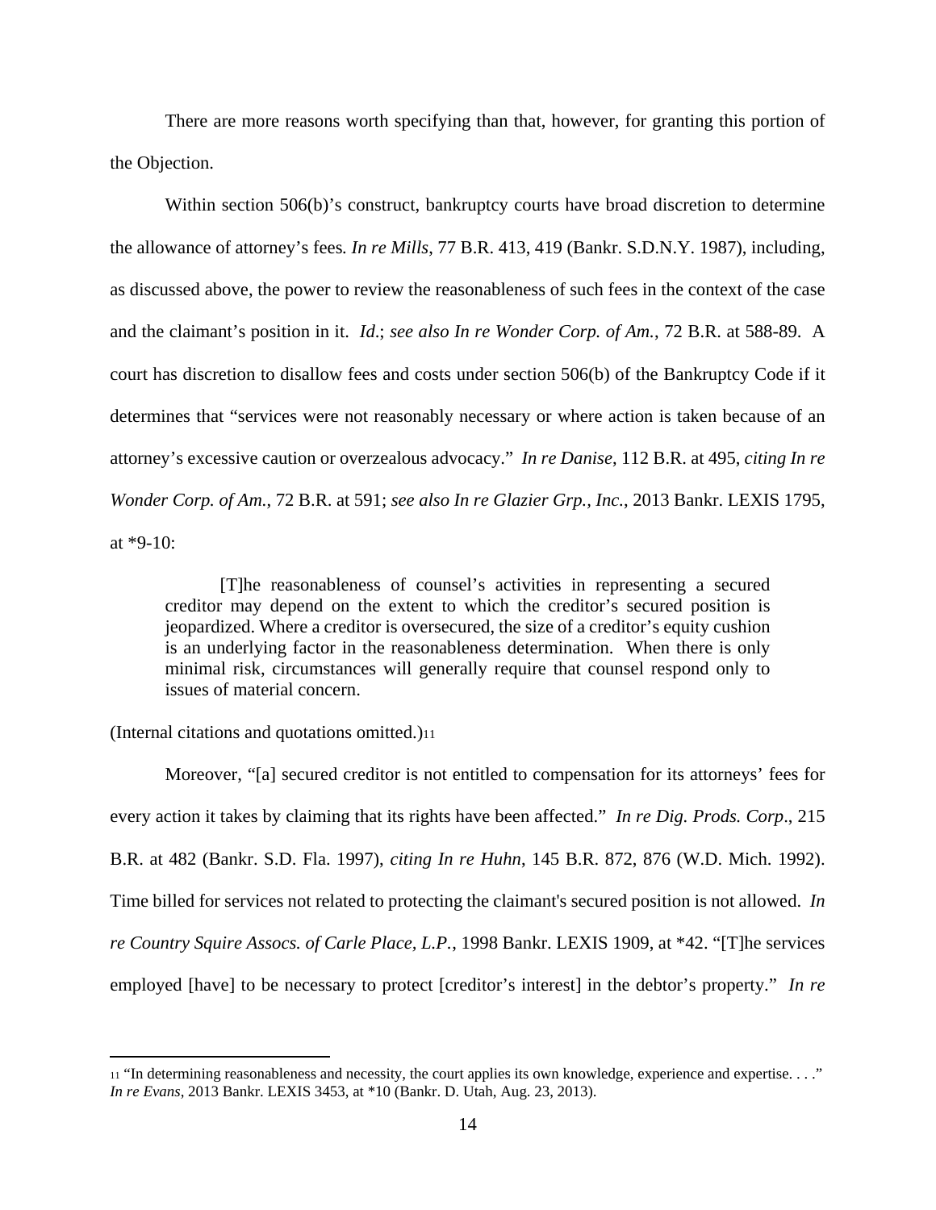There are more reasons worth specifying than that, however, for granting this portion of the Objection.

Within section 506(b)'s construct, bankruptcy courts have broad discretion to determine the allowance of attorney's fees. *In re Mills*, 77 B.R. 413, 419 (Bankr. S.D.N.Y. 1987), including, as discussed above, the power to review the reasonableness of such fees in the context of the case and the claimant's position in it. *Id*.; *see also In re Wonder Corp. of Am.*, 72 B.R. at 588-89. A court has discretion to disallow fees and costs under section 506(b) of the Bankruptcy Code if it determines that "services were not reasonably necessary or where action is taken because of an attorney's excessive caution or overzealous advocacy." *In re Danise*, 112 B.R. at 495, *citing In re Wonder Corp. of Am.*, 72 B.R. at 591; *see also In re Glazier Grp., Inc.*, 2013 Bankr. LEXIS 1795, at *9-10:

> [T]he reasonableness of counsel's activities in representing a secured creditor may depend on the extent to which the creditor's secured position is jeopardized. Where a creditor is oversecured, the size of a creditor's equity cushion is an underlying factor in the reasonableness determination. When there is only minimal risk, circumstances will generally require that counsel respond only to issues of material concern.

(Internal citations and quotations omitted.)[11]

Moreover, "[a] secured creditor is not entitled to compensation for its attorneys' fees for every action it takes by claiming that its rights have been affected." *In re Dig. Prods. Corp*., 215 B.R. at 482 (Bankr. S.D. Fla. 1997), *citing In re Huhn*, 145 B.R. 872, 876 (W.D. Mich. 1992). Time billed for services not related to protecting the claimant's secured position is not allowed. *In re Country Squire Assocs. of Carle Place, L.P.*, 1998 Bankr. LEXIS 1909, at *42. "[T]he services employed [have] to be necessary to protect [creditor's interest] in the debtor's property." *In re*

---

[11] "In determining reasonableness and necessity, the court applies its own knowledge, experience and expertise. . . ." *In re Evans*, 2013 Bankr. LEXIS 3453, at *10 (Bankr. D. Utah, Aug. 23, 2013).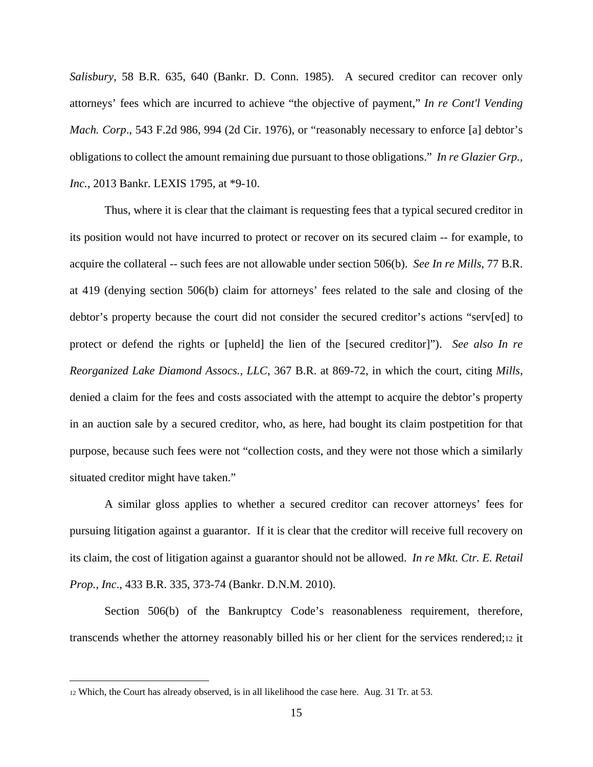*Salisbury*, 58 B.R. 635, 640 (Bankr. D. Conn. 1985). A secured creditor can recover only attorneys' fees which are incurred to achieve "the objective of payment," *In re Cont'l Vending Mach. Corp*., 543 F.2d 986, 994 (2d Cir. 1976), or "reasonably necessary to enforce [a] debtor's obligations to collect the amount remaining due pursuant to those obligations." *In re Glazier Grp., Inc.*, 2013 Bankr. LEXIS 1795, at *9-10.

Thus, where it is clear that the claimant is requesting fees that a typical secured creditor in its position would not have incurred to protect or recover on its secured claim -- for example, to acquire the collateral -- such fees are not allowable under section 506(b). *See In re Mills*, 77 B.R. at 419 (denying section 506(b) claim for attorneys' fees related to the sale and closing of the debtor's property because the court did not consider the secured creditor's actions "serv[ed] to protect or defend the rights or [upheld] the lien of the [secured creditor]"). *See also In re Reorganized Lake Diamond Assocs., LLC*, 367 B.R. at 869-72, in which the court, citing *Mills*, denied a claim for the fees and costs associated with the attempt to acquire the debtor's property in an auction sale by a secured creditor, who, as here, had bought its claim postpetition for that purpose, because such fees were not "collection costs, and they were not those which a similarly situated creditor might have taken."

A similar gloss applies to whether a secured creditor can recover attorneys' fees for pursuing litigation against a guarantor. If it is clear that the creditor will receive full recovery on its claim, the cost of litigation against a guarantor should not be allowed. *In re Mkt. Ctr. E. Retail Prop., Inc*., 433 B.R. 335, 373-74 (Bankr. D.N.M. 2010).

Section 506(b) of the Bankruptcy Code's reasonableness requirement, therefore, transcends whether the attorney reasonably billed his or her client for the services rendered;[12] it

---

[12] Which, the Court has already observed, is in all likelihood the case here. Aug. 31 Tr. at 53.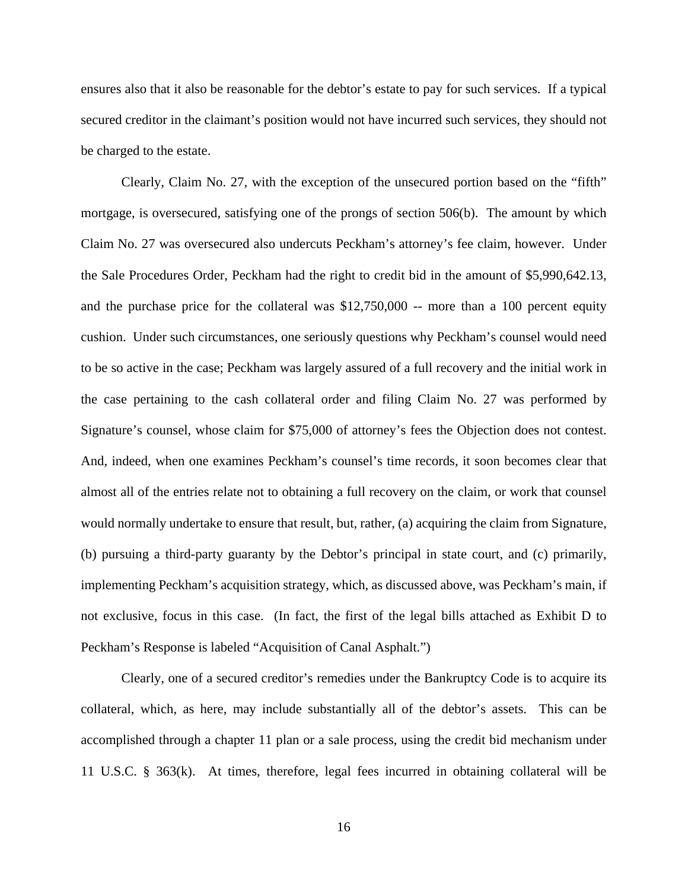ensures also that it also be reasonable for the debtor's estate to pay for such services. If a typical secured creditor in the claimant's position would not have incurred such services, they should not be charged to the estate.

Clearly, Claim No. 27, with the exception of the unsecured portion based on the "fifth" mortgage, is oversecured, satisfying one of the prongs of section 506(b). The amount by which Claim No. 27 was oversecured also undercuts Peckham's attorney's fee claim, however. Under the Sale Procedures Order, Peckham had the right to credit bid in the amount of $5,990,642.13, and the purchase price for the collateral was $12,750,000 -- more than a 100 percent equity cushion. Under such circumstances, one seriously questions why Peckham's counsel would need to be so active in the case; Peckham was largely assured of a full recovery and the initial work in the case pertaining to the cash collateral order and filing Claim No. 27 was performed by Signature's counsel, whose claim for $75,000 of attorney's fees the Objection does not contest. And, indeed, when one examines Peckham's counsel's time records, it soon becomes clear that almost all of the entries relate not to obtaining a full recovery on the claim, or work that counsel would normally undertake to ensure that result, but, rather, (a) acquiring the claim from Signature, (b) pursuing a third-party guaranty by the Debtor's principal in state court, and (c) primarily, implementing Peckham's acquisition strategy, which, as discussed above, was Peckham's main, if not exclusive, focus in this case. (In fact, the first of the legal bills attached as Exhibit D to Peckham's Response is labeled "Acquisition of Canal Asphalt.")

Clearly, one of a secured creditor's remedies under the Bankruptcy Code is to acquire its collateral, which, as here, may include substantially all of the debtor's assets. This can be accomplished through a chapter 11 plan or a sale process, using the credit bid mechanism under 11 U.S.C. § 363(k). At times, therefore, legal fees incurred in obtaining collateral will be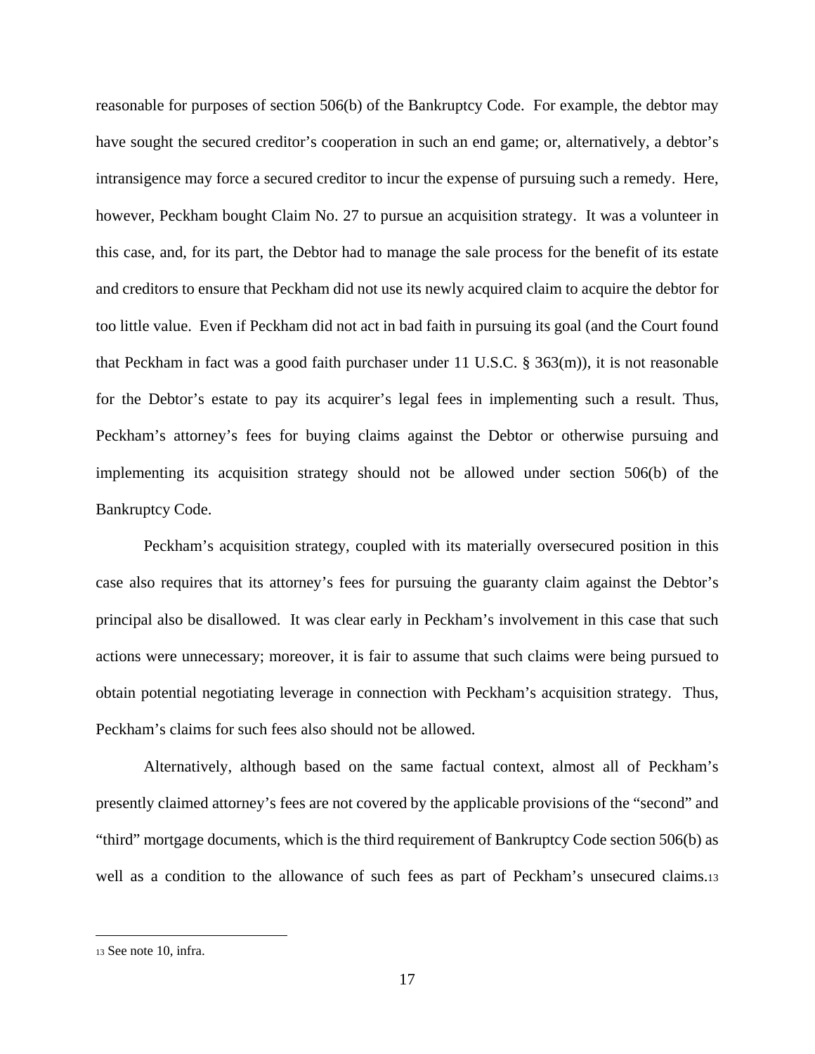reasonable for purposes of section 506(b) of the Bankruptcy Code. For example, the debtor may have sought the secured creditor's cooperation in such an end game; or, alternatively, a debtor's intransigence may force a secured creditor to incur the expense of pursuing such a remedy. Here, however, Peckham bought Claim No. 27 to pursue an acquisition strategy. It was a volunteer in this case, and, for its part, the Debtor had to manage the sale process for the benefit of its estate and creditors to ensure that Peckham did not use its newly acquired claim to acquire the debtor for too little value. Even if Peckham did not act in bad faith in pursuing its goal (and the Court found that Peckham in fact was a good faith purchaser under 11 U.S.C. § 363(m)), it is not reasonable for the Debtor's estate to pay its acquirer's legal fees in implementing such a result. Thus, Peckham's attorney's fees for buying claims against the Debtor or otherwise pursuing and implementing its acquisition strategy should not be allowed under section 506(b) of the Bankruptcy Code.

Peckham's acquisition strategy, coupled with its materially oversecured position in this case also requires that its attorney's fees for pursuing the guaranty claim against the Debtor's principal also be disallowed. It was clear early in Peckham's involvement in this case that such actions were unnecessary; moreover, it is fair to assume that such claims were being pursued to obtain potential negotiating leverage in connection with Peckham's acquisition strategy. Thus, Peckham's claims for such fees also should not be allowed.

Alternatively, although based on the same factual context, almost all of Peckham's presently claimed attorney's fees are not covered by the applicable provisions of the "second" and "third" mortgage documents, which is the third requirement of Bankruptcy Code section 506(b) as well as a condition to the allowance of such fees as part of Peckham's unsecured claims.[13]

---

[13] See note 10, infra.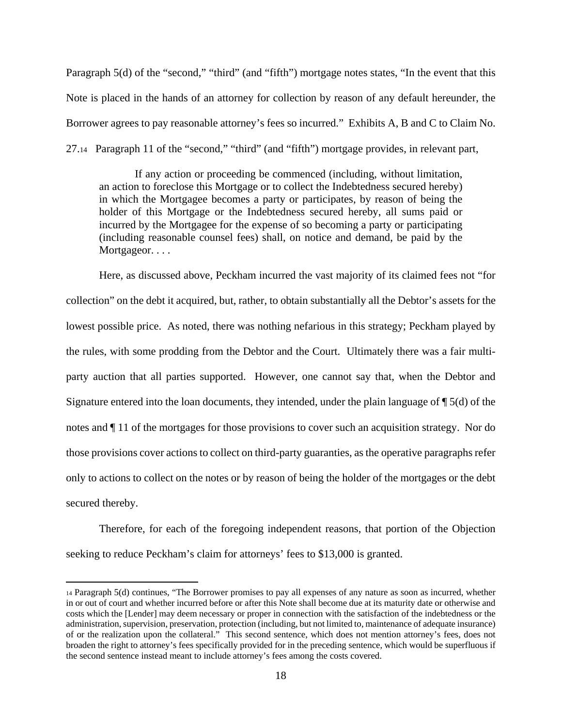Paragraph 5(d) of the "second," "third" (and "fifth") mortgage notes states, "In the event that this Note is placed in the hands of an attorney for collection by reason of any default hereunder, the Borrower agrees to pay reasonable attorney's fees so incurred." Exhibits A, B and C to Claim No. 27.[14] Paragraph 11 of the "second," "third" (and "fifth") mortgage provides, in relevant part,

> If any action or proceeding be commenced (including, without limitation, an action to foreclose this Mortgage or to collect the Indebtedness secured hereby) in which the Mortgagee becomes a party or participates, by reason of being the holder of this Mortgage or the Indebtedness secured hereby, all sums paid or incurred by the Mortgagee for the expense of so becoming a party or participating (including reasonable counsel fees) shall, on notice and demand, be paid by the Mortgageor. . . .

Here, as discussed above, Peckham incurred the vast majority of its claimed fees not "for collection" on the debt it acquired, but, rather, to obtain substantially all the Debtor's assets for the lowest possible price. As noted, there was nothing nefarious in this strategy; Peckham played by the rules, with some prodding from the Debtor and the Court. Ultimately there was a fair multi-party auction that all parties supported. However, one cannot say that, when the Debtor and Signature entered into the loan documents, they intended, under the plain language of ¶ 5(d) of the notes and ¶ 11 of the mortgages for those provisions to cover such an acquisition strategy. Nor do those provisions cover actions to collect on third-party guaranties, as the operative paragraphs refer only to actions to collect on the notes or by reason of being the holder of the mortgages or the debt secured thereby.

Therefore, for each of the foregoing independent reasons, that portion of the Objection seeking to reduce Peckham's claim for attorneys' fees to $13,000 is granted.

---

[14] Paragraph 5(d) continues, "The Borrower promises to pay all expenses of any nature as soon as incurred, whether in or out of court and whether incurred before or after this Note shall become due at its maturity date or otherwise and costs which the [Lender] may deem necessary or proper in connection with the satisfaction of the indebtedness or the administration, supervision, preservation, protection (including, but not limited to, maintenance of adequate insurance) of or the realization upon the collateral." This second sentence, which does not mention attorney's fees, does not broaden the right to attorney's fees specifically provided for in the preceding sentence, which would be superfluous if the second sentence instead meant to include attorney's fees among the costs covered.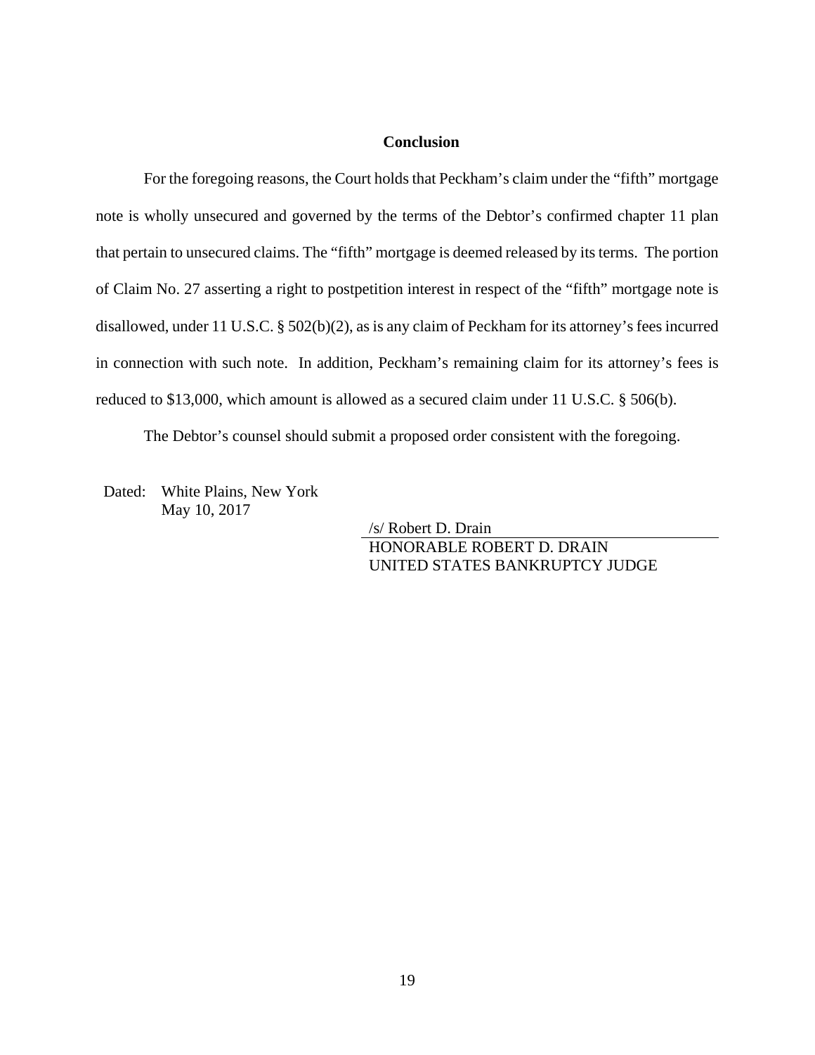## Conclusion

For the foregoing reasons, the Court holds that Peckham's claim under the "fifth" mortgage note is wholly unsecured and governed by the terms of the Debtor's confirmed chapter 11 plan that pertain to unsecured claims. The "fifth" mortgage is deemed released by its terms. The portion of Claim No. 27 asserting a right to postpetition interest in respect of the "fifth" mortgage note is disallowed, under 11 U.S.C. § 502(b)(2), as is any claim of Peckham for its attorney's fees incurred in connection with such note. In addition, Peckham's remaining claim for its attorney's fees is reduced to $13,000, which amount is allowed as a secured claim under 11 U.S.C. § 506(b).

The Debtor's counsel should submit a proposed order consistent with the foregoing.

Dated: White Plains, New York
May 10, 2017

/s/ Robert D. Drain
HONORABLE ROBERT D. DRAIN
UNITED STATES BANKRUPTCY JUDGE